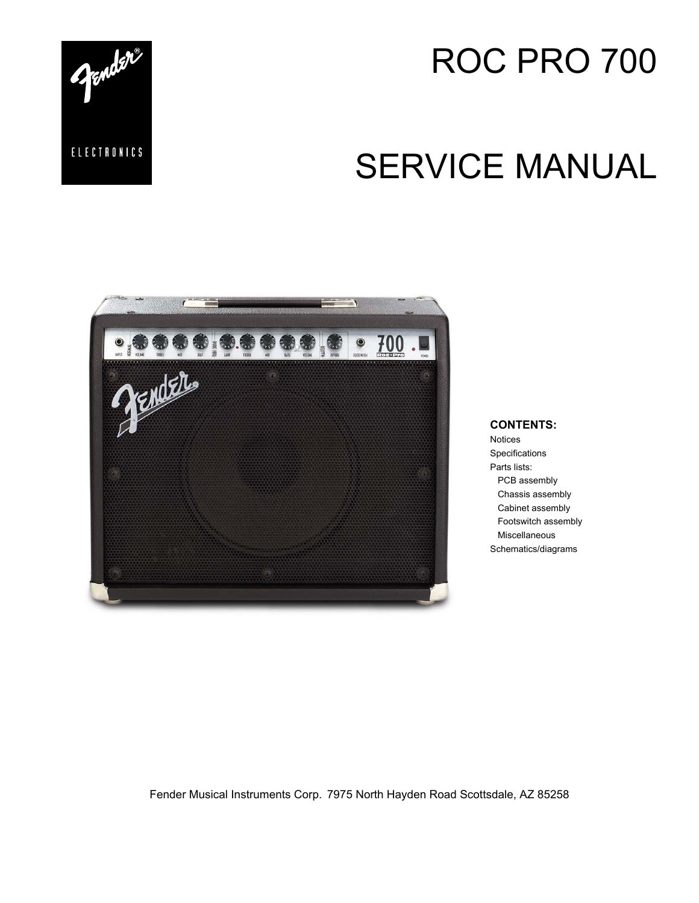# ROC PRO 700

# SERVICE MANUAL

**CONTENTS:**

Notices
Specifications
Parts lists:
- PCB assembly
- Chassis assembly
- Cabinet assembly
- Footswitch assembly
- Miscellaneous

Schematics/diagrams

Fender Musical Instruments Corp. 7975 North Hayden Road Scottsdale, AZ 85258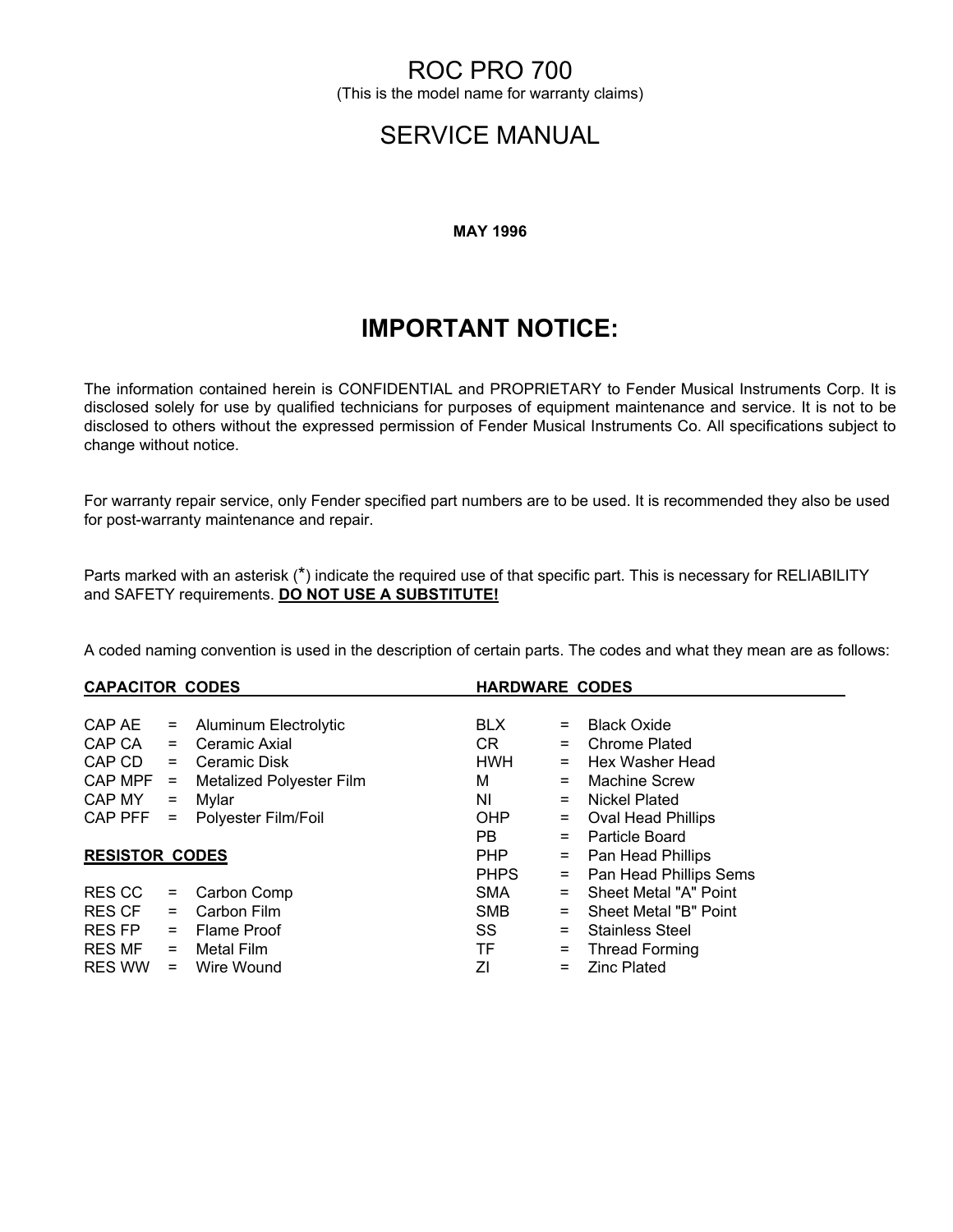# ROC PRO 700

(This is the model name for warranty claims)

# SERVICE MANUAL

**MAY 1996**

## IMPORTANT NOTICE:

The information contained herein is CONFIDENTIAL and PROPRIETARY to Fender Musical Instruments Corp. It is disclosed solely for use by qualified technicians for purposes of equipment maintenance and service. It is not to be disclosed to others without the expressed permission of Fender Musical Instruments Co. All specifications subject to change without notice.

For warranty repair service, only Fender specified part numbers are to be used. It is recommended they also be used for post-warranty maintenance and repair.

Parts marked with an asterisk (*) indicate the required use of that specific part. This is necessary for RELIABILITY and SAFETY requirements. **DO NOT USE A SUBSTITUTE!**

A coded naming convention is used in the description of certain parts. The codes and what they mean are as follows:

**CAPACITOR CODES**

| Code | | Meaning |
|---|---|---|
| CAP AE | = | Aluminum Electrolytic |
| CAP CA | = | Ceramic Axial |
| CAP CD | = | Ceramic Disk |
| CAP MPF | = | Metalized Polyester Film |
| CAP MY | = | Mylar |
| CAP PFF | = | Polyester Film/Foil |

**RESISTOR CODES**

| Code | | Meaning |
|---|---|---|
| RES CC | = | Carbon Comp |
| RES CF | = | Carbon Film |
| RES FP | = | Flame Proof |
| RES MF | = | Metal Film |
| RES WW | = | Wire Wound |

**HARDWARE CODES**

| Code | | Meaning |
|---|---|---|
| BLX | = | Black Oxide |
| CR | = | Chrome Plated |
| HWH | = | Hex Washer Head |
| M | = | Machine Screw |
| NI | = | Nickel Plated |
| OHP | = | Oval Head Phillips |
| PB | = | Particle Board |
| PHP | = | Pan Head Phillips |
| PHPS | = | Pan Head Phillips Sems |
| SMA | = | Sheet Metal "A" Point |
| SMB | = | Sheet Metal "B" Point |
| SS | = | Stainless Steel |
| TF | = | Thread Forming |
| ZI | = | Zinc Plated |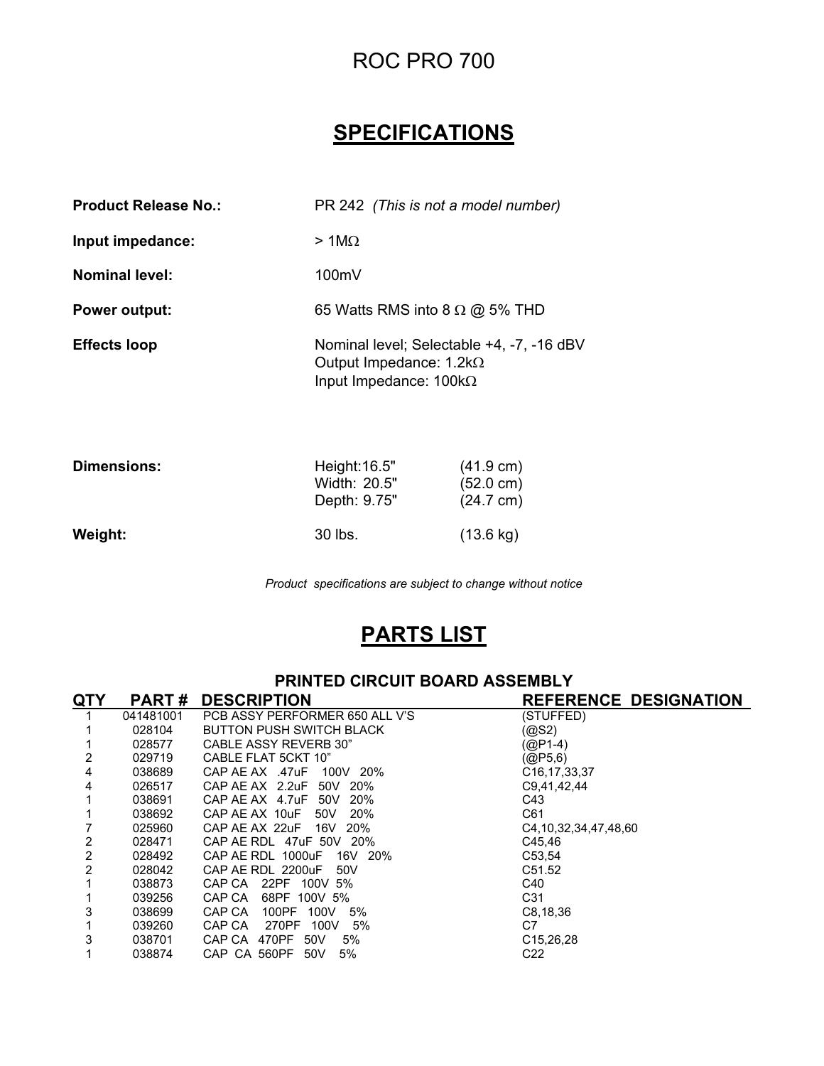# ROC PRO 700

## SPECIFICATIONS

| | | |
|---|---|---|
| **Product Release No.:** | PR 242 *(This is not a model number)* | |
| **Input impedance:** | > 1MΩ | |
| **Nominal level:** | 100mV | |
| **Power output:** | 65 Watts RMS into 8 Ω @ 5% THD | |
| **Effects loop** | Nominal level; Selectable +4, -7, -16 dBV<br>Output Impedance: 1.2kΩ<br>Input Impedance: 100kΩ | |
| **Dimensions:** | Height:16.5" | (41.9 cm) |
| | Width: 20.5" | (52.0 cm) |
| | Depth: 9.75" | (24.7 cm) |
| **Weight:** | 30 lbs. | (13.6 kg) |

*Product specifications are subject to change without notice*

## PARTS LIST

### PRINTED CIRCUIT BOARD ASSEMBLY

| QTY | PART # | DESCRIPTION | REFERENCE DESIGNATION |
|---|---|---|---|
| 1 | 041481001 | PCB ASSY PERFORMER 650 ALL V'S | (STUFFED) |
| 1 | 028104 | BUTTON PUSH SWITCH BLACK | (@S2) |
| 1 | 028577 | CABLE ASSY REVERB 30" | (@P1-4) |
| 2 | 029719 | CABLE FLAT 5CKT 10" | (@P5,6) |
| 4 | 038689 | CAP AE AX .47uF 100V 20% | C16,17,33,37 |
| 4 | 026517 | CAP AE AX 2.2uF 50V 20% | C9,41,42,44 |
| 1 | 038691 | CAP AE AX 4.7uF 50V 20% | C43 |
| 1 | 038692 | CAP AE AX 10uF 50V 20% | C61 |
| 7 | 025960 | CAP AE AX 22uF 16V 20% | C4,10,32,34,47,48,60 |
| 2 | 028471 | CAP AE RDL 47uF 50V 20% | C45,46 |
| 2 | 028492 | CAP AE RDL 1000uF 16V 20% | C53,54 |
| 2 | 028042 | CAP AE RDL 2200uF 50V | C51.52 |
| 1 | 038873 | CAP CA 22PF 100V 5% | C40 |
| 1 | 039256 | CAP CA 68PF 100V 5% | C31 |
| 3 | 038699 | CAP CA 100PF 100V 5% | C8,18,36 |
| 1 | 039260 | CAP CA 270PF 100V 5% | C7 |
| 3 | 038701 | CAP CA 470PF 50V 5% | C15,26,28 |
| 1 | 038874 | CAP CA 560PF 50V 5% | C22 |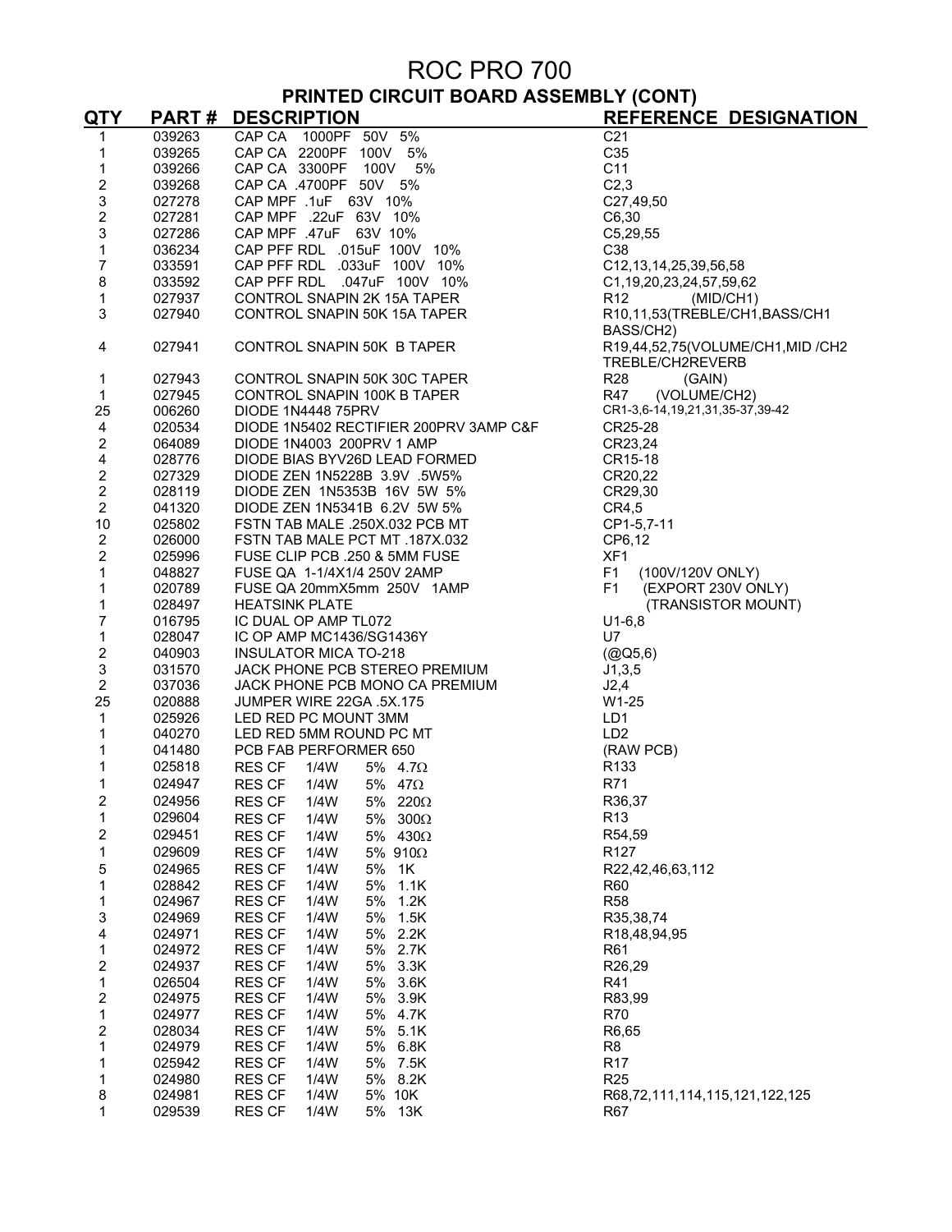# ROC PRO 700

## PRINTED CIRCUIT BOARD ASSEMBLY (CONT)

| QTY | PART # | DESCRIPTION | REFERENCE DESIGNATION |
|---|---|---|---|
| 1 | 039263 | CAP CA 1000PF 50V 5% | C21 |
| 1 | 039265 | CAP CA 2200PF 100V 5% | C35 |
| 1 | 039266 | CAP CA 3300PF 100V 5% | C11 |
| 2 | 039268 | CAP CA .4700PF 50V 5% | C2,3 |
| 3 | 027278 | CAP MPF .1uF 63V 10% | C27,49,50 |
| 2 | 027281 | CAP MPF .22uF 63V 10% | C6,30 |
| 3 | 027286 | CAP MPF .47uF 63V 10% | C5,29,55 |
| 1 | 036234 | CAP PFF RDL .015uF 100V 10% | C38 |
| 7 | 033591 | CAP PFF RDL .033uF 100V 10% | C12,13,14,25,39,56,58 |
| 8 | 033592 | CAP PFF RDL .047uF 100V 10% | C1,19,20,23,24,57,59,62 |
| 1 | 027937 | CONTROL SNAPIN 2K 15A TAPER | R12 (MID/CH1) |
| 3 | 027940 | CONTROL SNAPIN 50K 15A TAPER | R10,11,53(TREBLE/CH1,BASS/CH1 BASS/CH2) |
| 4 | 027941 | CONTROL SNAPIN 50K B TAPER | R19,44,52,75(VOLUME/CH1,MID /CH2 TREBLE/CH2REVERB |
| 1 | 027943 | CONTROL SNAPIN 50K 30C TAPER | R28 (GAIN) |
| 1 | 027945 | CONTROL SNAPIN 100K B TAPER | R47 (VOLUME/CH2) |
| 25 | 006260 | DIODE 1N4448 75PRV | CR1-3,6-14,19,21,31,35-37,39-42 |
| 4 | 020534 | DIODE 1N5402 RECTIFIER 200PRV 3AMP C&F | CR25-28 |
| 2 | 064089 | DIODE 1N4003 200PRV 1 AMP | CR23,24 |
| 4 | 028776 | DIODE BIAS BYV26D LEAD FORMED | CR15-18 |
| 2 | 027329 | DIODE ZEN 1N5228B 3.9V .5W5% | CR20,22 |
| 2 | 028119 | DIODE ZEN 1N5353B 16V 5W 5% | CR29,30 |
| 2 | 041320 | DIODE ZEN 1N5341B 6.2V 5W 5% | CR4,5 |
| 10 | 025802 | FSTN TAB MALE .250X.032 PCB MT | CP1-5,7-11 |
| 2 | 026000 | FSTN TAB MALE PCT MT .187X.032 | CP6,12 |
| 2 | 025996 | FUSE CLIP PCB .250 & 5MM FUSE | XF1 |
| 1 | 048827 | FUSE QA 1-1/4X1/4 250V 2AMP | F1 (100V/120V ONLY) |
| 1 | 020789 | FUSE QA 20mmX5mm 250V 1AMP | F1 (EXPORT 230V ONLY) |
| 1 | 028497 | HEATSINK PLATE | (TRANSISTOR MOUNT) |
| 7 | 016795 | IC DUAL OP AMP TL072 | U1-6,8 |
| 1 | 028047 | IC OP AMP MC1436/SG1436Y | U7 |
| 2 | 040903 | INSULATOR MICA TO-218 | (@Q5,6) |
| 3 | 031570 | JACK PHONE PCB STEREO PREMIUM | J1,3,5 |
| 2 | 037036 | JACK PHONE PCB MONO CA PREMIUM | J2,4 |
| 25 | 020888 | JUMPER WIRE 22GA .5X.175 | W1-25 |
| 1 | 025926 | LED RED PC MOUNT 3MM | LD1 |
| 1 | 040270 | LED RED 5MM ROUND PC MT | LD2 |
| 1 | 041480 | PCB FAB PERFORMER 650 | (RAW PCB) |
| 1 | 025818 | RES CF 1/4W 5% 4.7Ω | R133 |
| 1 | 024947 | RES CF 1/4W 5% 47Ω | R71 |
| 2 | 024956 | RES CF 1/4W 5% 220Ω | R36,37 |
| 1 | 029604 | RES CF 1/4W 5% 300Ω | R13 |
| 2 | 029451 | RES CF 1/4W 5% 430Ω | R54,59 |
| 1 | 029609 | RES CF 1/4W 5% 910Ω | R127 |
| 5 | 024965 | RES CF 1/4W 5% 1K | R22,42,46,63,112 |
| 1 | 028842 | RES CF 1/4W 5% 1.1K | R60 |
| 1 | 024967 | RES CF 1/4W 5% 1.2K | R58 |
| 3 | 024969 | RES CF 1/4W 5% 1.5K | R35,38,74 |
| 4 | 024971 | RES CF 1/4W 5% 2.2K | R18,48,94,95 |
| 1 | 024972 | RES CF 1/4W 5% 2.7K | R61 |
| 2 | 024937 | RES CF 1/4W 5% 3.3K | R26,29 |
| 1 | 026504 | RES CF 1/4W 5% 3.6K | R41 |
| 2 | 024975 | RES CF 1/4W 5% 3.9K | R83,99 |
| 1 | 024977 | RES CF 1/4W 5% 4.7K | R70 |
| 2 | 028034 | RES CF 1/4W 5% 5.1K | R6,65 |
| 1 | 024979 | RES CF 1/4W 5% 6.8K | R8 |
| 1 | 025942 | RES CF 1/4W 5% 7.5K | R17 |
| 1 | 024980 | RES CF 1/4W 5% 8.2K | R25 |
| 8 | 024981 | RES CF 1/4W 5% 10K | R68,72,111,114,115,121,122,125 |
| 1 | 029539 | RES CF 1/4W 5% 13K | R67 |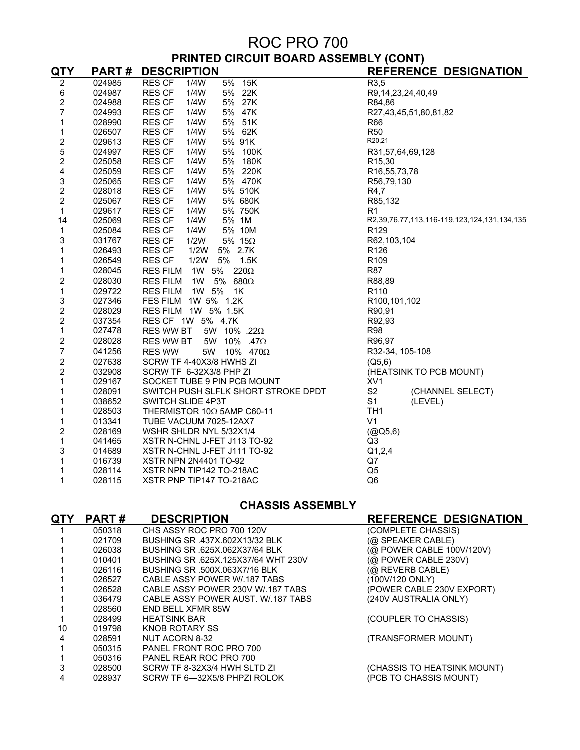# ROC PRO 700

## PRINTED CIRCUIT BOARD ASSEMBLY (CONT)

| QTY | PART # | DESCRIPTION | REFERENCE DESIGNATION |
|---|---|---|---|
| 2 | 024985 | RES CF 1/4W 5% 15K | R3,5 |
| 6 | 024987 | RES CF 1/4W 5% 22K | R9,14,23,24,40,49 |
| 2 | 024988 | RES CF 1/4W 5% 27K | R84,86 |
| 7 | 024993 | RES CF 1/4W 5% 47K | R27,43,45,51,80,81,82 |
| 1 | 028990 | RES CF 1/4W 5% 51K | R66 |
| 1 | 026507 | RES CF 1/4W 5% 62K | R50 |
| 2 | 029613 | RES CF 1/4W 5% 91K | R20,21 |
| 5 | 024997 | RES CF 1/4W 5% 100K | R31,57,64,69,128 |
| 2 | 025058 | RES CF 1/4W 5% 180K | R15,30 |
| 4 | 025059 | RES CF 1/4W 5% 220K | R16,55,73,78 |
| 3 | 025065 | RES CF 1/4W 5% 470K | R56,79,130 |
| 2 | 028018 | RES CF 1/4W 5% 510K | R4,7 |
| 2 | 025067 | RES CF 1/4W 5% 680K | R85,132 |
| 1 | 029617 | RES CF 1/4W 5% 750K | R1 |
| 14 | 025069 | RES CF 1/4W 5% 1M | R2,39,76,77,113,116-119,123,124,131,134,135 |
| 1 | 025084 | RES CF 1/4W 5% 10M | R129 |
| 3 | 031767 | RES CF 1/2W 5% 15Ω | R62,103,104 |
| 1 | 026493 | RES CF 1/2W 5% 2.7K | R126 |
| 1 | 026549 | RES CF 1/2W 5% 1.5K | R109 |
| 1 | 028045 | RES FILM 1W 5% 220Ω | R87 |
| 2 | 028030 | RES FILM 1W 5% 680Ω | R88,89 |
| 1 | 029722 | RES FILM 1W 5% 1K | R110 |
| 3 | 027346 | FES FILM 1W 5% 1.2K | R100,101,102 |
| 2 | 028029 | RES FILM 1W 5% 1.5K | R90,91 |
| 2 | 037354 | RES CF 1W 5% 4.7K | R92,93 |
| 1 | 027478 | RES WW BT 5W 10% .22Ω | R98 |
| 2 | 028028 | RES WW BT 5W 10% .47Ω | R96,97 |
| 7 | 041256 | RES WW 5W 10% 470Ω | R32-34, 105-108 |
| 2 | 027638 | SCRW TF 4-40X3/8 HWHS ZI | (Q5,6) |
| 2 | 032908 | SCRW TF 6-32X3/8 PHP ZI | (HEATSINK TO PCB MOUNT) |
| 1 | 029167 | SOCKET TUBE 9 PIN PCB MOUNT | XV1 |
| 1 | 028091 | SWITCH PUSH SLFLK SHORT STROKE DPDT | S2 (CHANNEL SELECT) |
| 1 | 038652 | SWITCH SLIDE 4P3T | S1 (LEVEL) |
| 1 | 028503 | THERMISTOR 10Ω 5AMP C60-11 | TH1 |
| 1 | 013341 | TUBE VACUUM 7025-12AX7 | V1 |
| 2 | 028169 | WSHR SHLDR NYL 5/32X1/4 | (@Q5,6) |
| 1 | 041465 | XSTR N-CHNL J-FET J113 TO-92 | Q3 |
| 3 | 014689 | XSTR N-CHNL J-FET J111 TO-92 | Q1,2,4 |
| 1 | 016739 | XSTR NPN 2N4401 TO-92 | Q7 |
| 1 | 028114 | XSTR NPN TIP142 TO-218AC | Q5 |
| 1 | 028115 | XSTR PNP TIP147 TO-218AC | Q6 |

## CHASSIS ASSEMBLY

| QTY | PART # | DESCRIPTION | REFERENCE DESIGNATION |
|---|---|---|---|
| 1 | 050318 | CHS ASSY ROC PRO 700 120V | (COMPLETE CHASSIS) |
| 1 | 021709 | BUSHING SR .437X.602X13/32 BLK | (@ SPEAKER CABLE) |
| 1 | 026038 | BUSHING SR .625X.062X37/64 BLK | (@ POWER CABLE 100V/120V) |
| 1 | 010401 | BUSHING SR .625X.125X37/64 WHT 230V | (@ POWER CABLE 230V) |
| 1 | 026116 | BUSHING SR .500X.063X7/16 BLK | (@ REVERB CABLE) |
| 1 | 026527 | CABLE ASSY POWER W/.187 TABS | (100V/120 ONLY) |
| 1 | 026528 | CABLE ASSY POWER 230V W/.187 TABS | (POWER CABLE 230V EXPORT) |
| 1 | 036479 | CABLE ASSY POWER AUST. W/.187 TABS | (240V AUSTRALIA ONLY) |
| 1 | 028560 | END BELL XFMR 85W | |
| 1 | 028499 | HEATSINK BAR | (COUPLER TO CHASSIS) |
| 10 | 019798 | KNOB ROTARY SS | |
| 4 | 028591 | NUT ACORN 8-32 | (TRANSFORMER MOUNT) |
| 1 | 050315 | PANEL FRONT ROC PRO 700 | |
| 1 | 050316 | PANEL REAR ROC PRO 700 | |
| 3 | 028500 | SCRW TF 8-32X3/4 HWH SLTD ZI | (CHASSIS TO HEATSINK MOUNT) |
| 4 | 028937 | SCRW TF 6—32X5/8 PHPZI ROLOK | (PCB TO CHASSIS MOUNT) |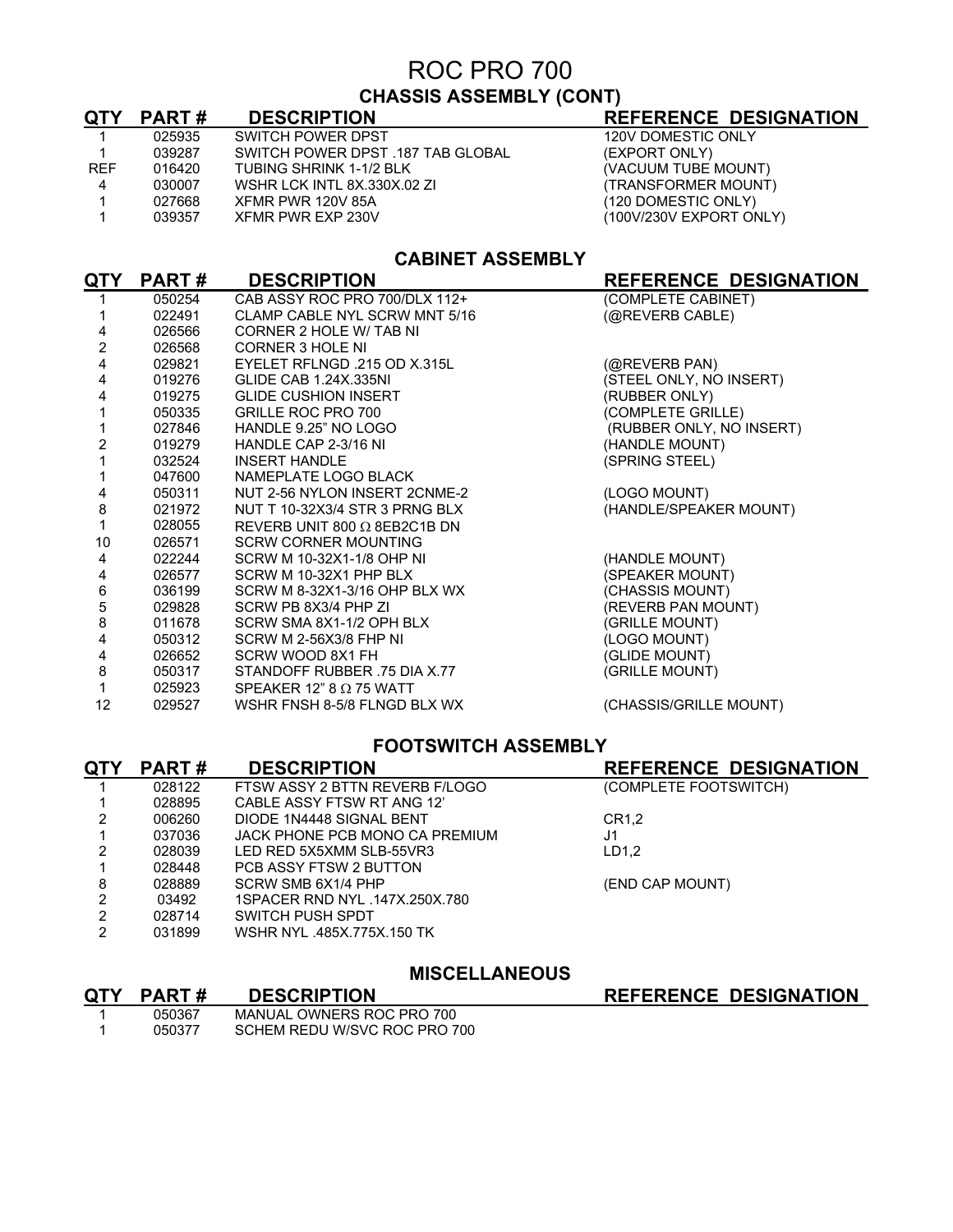# ROC PRO 700

## CHASSIS ASSEMBLY (CONT)

| QTY | PART # | DESCRIPTION | REFERENCE DESIGNATION |
|---|---|---|---|
| 1 | 025935 | SWITCH POWER DPST | 120V DOMESTIC ONLY |
| 1 | 039287 | SWITCH POWER DPST .187 TAB GLOBAL | (EXPORT ONLY) |
| REF | 016420 | TUBING SHRINK 1-1/2 BLK | (VACUUM TUBE MOUNT) |
| 4 | 030007 | WSHR LCK INTL 8X.330X.02 ZI | (TRANSFORMER MOUNT) |
| 1 | 027668 | XFMR PWR 120V 85A | (120 DOMESTIC ONLY) |
| 1 | 039357 | XFMR PWR EXP 230V | (100V/230V EXPORT ONLY) |

## CABINET ASSEMBLY

| QTY | PART # | DESCRIPTION | REFERENCE DESIGNATION |
|---|---|---|---|
| 1 | 050254 | CAB ASSY ROC PRO 700/DLX 112+ | (COMPLETE CABINET) |
| 1 | 022491 | CLAMP CABLE NYL SCRW MNT 5/16 | (@REVERB CABLE) |
| 4 | 026566 | CORNER 2 HOLE W/ TAB NI | |
| 2 | 026568 | CORNER 3 HOLE NI | |
| 4 | 029821 | EYELET RFLNGD .215 OD X.315L | (@REVERB PAN) |
| 4 | 019276 | GLIDE CAB 1.24X.335NI | (STEEL ONLY, NO INSERT) |
| 4 | 019275 | GLIDE CUSHION INSERT | (RUBBER ONLY) |
| 1 | 050335 | GRILLE ROC PRO 700 | (COMPLETE GRILLE) |
| 1 | 027846 | HANDLE 9.25" NO LOGO | (RUBBER ONLY, NO INSERT) |
| 2 | 019279 | HANDLE CAP 2-3/16 NI | (HANDLE MOUNT) |
| 1 | 032524 | INSERT HANDLE | (SPRING STEEL) |
| 1 | 047600 | NAMEPLATE LOGO BLACK | |
| 4 | 050311 | NUT 2-56 NYLON INSERT 2CNME-2 | (LOGO MOUNT) |
| 8 | 021972 | NUT T 10-32X3/4 STR 3 PRNG BLX | (HANDLE/SPEAKER MOUNT) |
| 1 | 028055 | REVERB UNIT 800 Ω 8EB2C1B DN | |
| 10 | 026571 | SCRW CORNER MOUNTING | |
| 4 | 022244 | SCRW M 10-32X1-1/8 OHP NI | (HANDLE MOUNT) |
| 4 | 026577 | SCRW M 10-32X1 PHP BLX | (SPEAKER MOUNT) |
| 6 | 036199 | SCRW M 8-32X1-3/16 OHP BLX WX | (CHASSIS MOUNT) |
| 5 | 029828 | SCRW PB 8X3/4 PHP ZI | (REVERB PAN MOUNT) |
| 8 | 011678 | SCRW SMA 8X1-1/2 OPH BLX | (GRILLE MOUNT) |
| 4 | 050312 | SCRW M 2-56X3/8 FHP NI | (LOGO MOUNT) |
| 4 | 026652 | SCRW WOOD 8X1 FH | (GLIDE MOUNT) |
| 8 | 050317 | STANDOFF RUBBER .75 DIA X.77 | (GRILLE MOUNT) |
| 1 | 025923 | SPEAKER 12" 8 Ω 75 WATT | |
| 12 | 029527 | WSHR FNSH 8-5/8 FLNGD BLX WX | (CHASSIS/GRILLE MOUNT) |

## FOOTSWITCH ASSEMBLY

| QTY | PART # | DESCRIPTION | REFERENCE DESIGNATION |
|---|---|---|---|
| 1 | 028122 | FTSW ASSY 2 BTTN REVERB F/LOGO | (COMPLETE FOOTSWITCH) |
| 1 | 028895 | CABLE ASSY FTSW RT ANG 12' | |
| 2 | 006260 | DIODE 1N4448 SIGNAL BENT | CR1,2 |
| 1 | 037036 | JACK PHONE PCB MONO CA PREMIUM | J1 |
| 2 | 028039 | LED RED 5X5XMM SLB-55VR3 | LD1,2 |
| 1 | 028448 | PCB ASSY FTSW 2 BUTTON | |
| 8 | 028889 | SCRW SMB 6X1/4 PHP | (END CAP MOUNT) |
| 2 | 03492 | 1SPACER RND NYL .147X.250X.780 | |
| 2 | 028714 | SWITCH PUSH SPDT | |
| 2 | 031899 | WSHR NYL .485X.775X.150 TK | |

## MISCELLANEOUS

| QTY | PART # | DESCRIPTION | REFERENCE DESIGNATION |
|---|---|---|---|
| 1 | 050367 | MANUAL OWNERS ROC PRO 700 | |
| 1 | 050377 | SCHEM REDU W/SVC ROC PRO 700 | |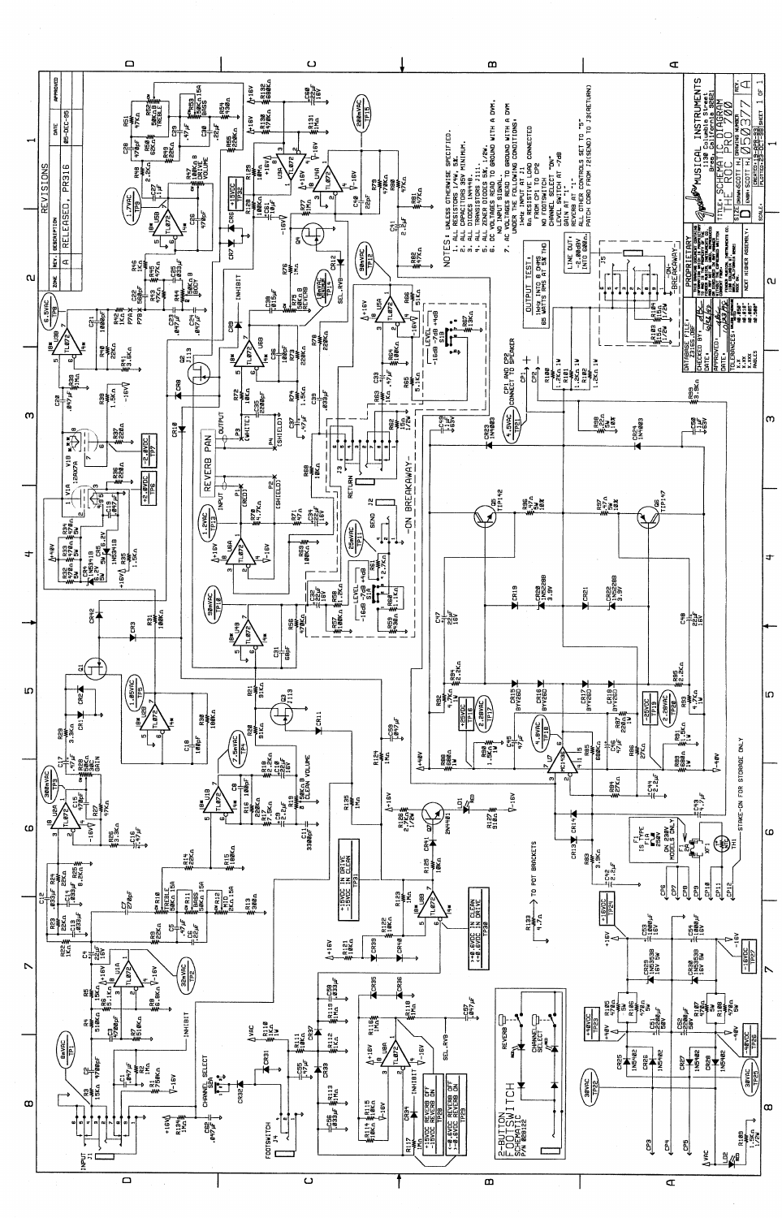## REVISIONS

| ZONE | REV. | DESCRIPTION | DATE | APPROVED |
|---|---|---|---|---|
| | A | RELEASED, PR316 | 05-DEC-95 | |

NOTES: UNLESS OTHERWISE SPECIFIED.

1. ALL RESISTORS 1/4W, 5%.
2. ALL CAPACITORS 35V MINIMUM.
3. ALL DIODES 1N4148.
4. ALL TRANSISTORS J111.
5. ALL ZENER DIODES 5%, 1/2W.
6. DC VOLTAGES READ TO GROUND WITH A DVM. NO INPUT SIGNAL.
7. AC VOLTAGES READ TO GROUND WITH A DVM UNDER THE FOLLOWING CONDITIONS: 1kHz INPUT AT J1 8Ω RESISTIVE LOAD CONNECTED FROM CP1 TO CP2 NO FOOTSWITCH CHANNEL SELECT "ON" LEVEL SWITCH AT "-7dB" GAIN AT "1" REVERB AT "1" ALL OTHER CONTROLS SET TO "5" PATCH CORD FROM J2(SEND) TO J3(RETURN)

OUTPUT TEST: 1kHz INTO 8 OHMS 65 WATTS RMS AT 5% THD

LINE OUT: -2.000V INTO 600Ω

2-BUTTON FOOTSWITCH SCHEMATIC P/N 020122

REVERB PAN

-ON BREAKAWAY-

F1 IS TYPE 3A SLOW BLOW. ON 230V MODELS ONLY

STAKE-ON FOR STORAGE ONLY

TO POT BRACKETS

PROPRIETARY

MUSICAL INSTRUMENTS 1130 Columbia Street Brea, California 92621

TITLE: SCHEMATIC DIAGRAM ROC PRO 700

SIZE D DRAWING NUMBER 050377 REV A

DRAWN: SCOTT H. SHEET 1 OF 1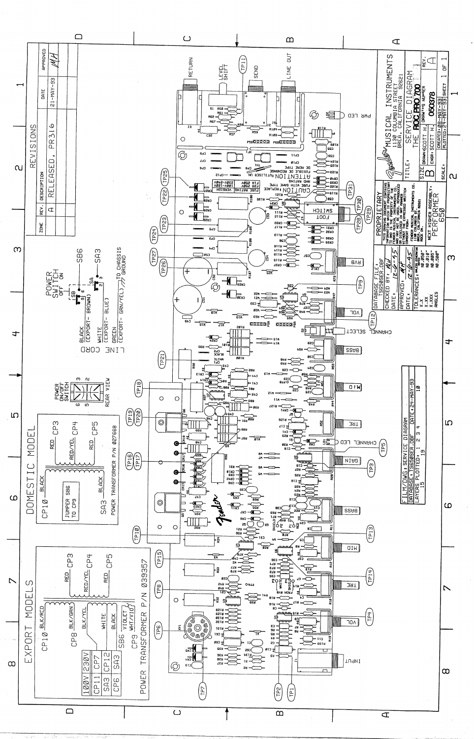## REVISIONS

| ZONE | REV. | DESCRIPTION | DATE | APPROVED |
|---|---|---|---|---|
| | A | RELEASED, PR316 | 21-MAY-93 | MH |

POWER SWITCH
OFF ON
SB6
SA3
TO CHASSIS GROUND

LINE CORD
BLACK (EXPORT- BROWN)
WHITE (EXPORT- BLUE)
GREEN (EXPORT- GRN/YEL)

POWER ON/OFF SWITCH
REAR VIEW

## DOMESTIC MODEL

CP10 BLACK
JUMPER SB6 TO CP9
SA3 BLACK
RED CP3
RED/YEL CP4
RED CP5
POWER TRANSFORMER P/N 027668

## EXPORT MODELS

CP10 BLK/RED
CP8 BLK/BRN
BLK/YEL
WHITE
BLACK
SB6 VIOLET
CP9 WHT/VIO
RED CP3
RED/YEL CP4
RED CP5

| 100V | 230V |
|---|---|
| CP11 | CP7 |
| SA3 | CP12 |
| CP6 | SA3 |

POWER TRANSFORMER P/N 039357

ATTENTION
UTILISER UN FUSIBLE DE RECHANGE DE MEME TYPE

CAUTION
REPLACE FUSE WITH SAME TYPE AND RATING

| VERSION | FUSE RATING |
|---|---|
| 100V-120V | F2A 250V |
| 230V-240V | F1A 250V |

RETURN
LEVEL SHIFT
SEND
LINE OUT
PWR LED
FOOT SWITCH
RVB
VOL
CHANNEL SELECT
BASS
MID
TRE
CHANNEL LED
GAIN
INPUT

PROPRIETARY
THIS DRAWING DOCUMENT CONTAINS INFORMATION WHICH IS PROPRIETARY TO AND IS THE PROPERTY OF THE FENDER MUSICAL INSTRUMENTS CO. AND MAY NOT BE USED, REPRODUCED OR DISCLOSED IN ANY MANNER WITHOUT THE EXPRESS WRITTEN CONSENT FROM: FENDER MUSICAL INSTRUMENTS CO. 1130 COLUMBIA ST. BREA, CALIFORNIA 92621

NEXT HIGHER ASSEMBLY: PERFORMER 650

DATABASE FILE: TS650SER.DBF
CHECKED BY: MH
DATE: 12-6-95
APPROVED: MH
DATE: 12-6-95

TOLERANCES: UNLESS OTHERWISE NOTED
X.X ±0.050"
X.XX ±0.010"
X.XXX ±0.005"
ANGLES ±0.500°

FILM/DWG: SERVICE DIAGRAM
DATABASE: TS650SER.DBF DATE: 24-MAY-93
LAYERS PLOTTED: 1 2 3 4 10 15 19

Fender MUSICAL INSTRUMENTS
1130 COLUMBIA STREET
BREA, CALIFORNIA 92621

TITLE: SERVICE DIAGRAM THE ROC PRO 700

| SIZE | DRAWN: SCOTT H. | DRAWING NUMBER | REV. |
|---|---|---|---|
| B | ENGR: SCOTT H. | 050378 | A |
| SCALE: | CREATED: 08-MAY-93 PLOTTED: 24-MAY-93 | SHEET 1 OF 1 | |